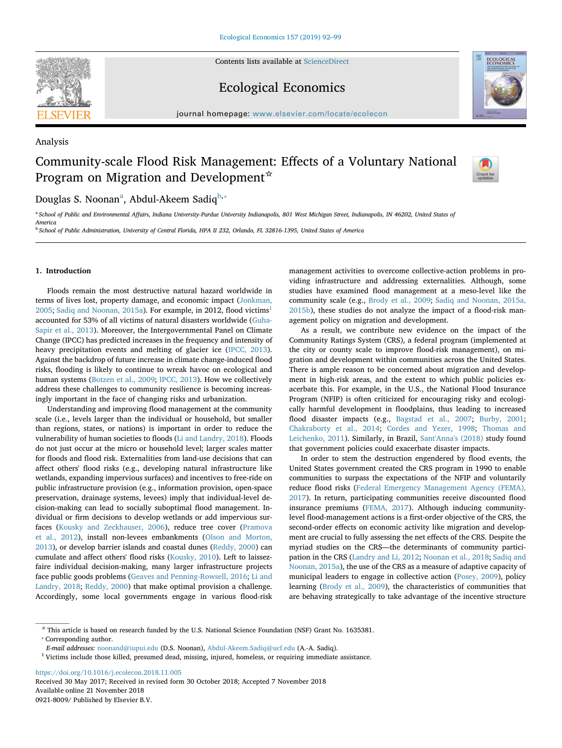Contents lists available at ScienceDirect

# Ecological Economics

journal homepage: www.elsevier.com/locate/ecolecon

Analysis

# Community-scale Flood Risk Management: Effects of a Voluntary National Program on Migration and Development☆

Douglas S. Noonan[a], Abdul-Akeem Sadiq[b,*]

[a] School of Public and Environmental Affairs, Indiana University-Purdue University Indianapolis, 801 West Michigan Street, Indianapolis, IN 46202, United States of America

[b] School of Public Administration, University of Central Florida, HPA II 232, Orlando, FL 32816-1395, United States of America

## 1. Introduction

Floods remain the most destructive natural hazard worldwide in terms of lives lost, property damage, and economic impact (Jonkman, 2005; Sadiq and Noonan, 2015a). For example, in 2012, flood victims[1] accounted for 53% of all victims of natural disasters worldwide (Guha-Sapir et al., 2013). Moreover, the Intergovernmental Panel on Climate Change (IPCC) has predicted increases in the frequency and intensity of heavy precipitation events and melting of glacier ice (IPCC, 2013). Against the backdrop of future increase in climate change-induced flood risks, flooding is likely to continue to wreak havoc on ecological and human systems (Botzen et al., 2009; IPCC, 2013). How we collectively address these challenges to community resilience is becoming increasingly important in the face of changing risks and urbanization.

Understanding and improving flood management at the community scale (i.e., levels larger than the individual or household, but smaller than regions, states, or nations) is important in order to reduce the vulnerability of human societies to floods (Li and Landry, 2018). Floods do not just occur at the micro or household level; larger scales matter for floods and flood risk. Externalities from land-use decisions that can affect others' flood risks (e.g., developing natural infrastructure like wetlands, expanding impervious surfaces) and incentives to free-ride on public infrastructure provision (e.g., information provision, open-space preservation, drainage systems, levees) imply that individual-level decision-making can lead to socially suboptimal flood management. Individual or firm decisions to develop wetlands or add impervious surfaces (Kousky and Zeckhauser, 2006), reduce tree cover (Pramova et al., 2012), install non-levees embankments (Olson and Morton, 2013), or develop barrier islands and coastal dunes (Reddy, 2000) can cumulate and affect others' flood risks (Kousky, 2010). Left to laissez-faire individual decision-making, many larger infrastructure projects face public goods problems (Geaves and Penning-Rowsell, 2016; Li and Landry, 2018; Reddy, 2000) that make optimal provision a challenge. Accordingly, some local governments engage in various flood-risk management activities to overcome collective-action problems in providing infrastructure and addressing externalities. Although, some studies have examined flood management at a meso-level like the community scale (e.g., Brody et al., 2009; Sadiq and Noonan, 2015a, 2015b), these studies do not analyze the impact of a flood-risk management policy on migration and development.

As a result, we contribute new evidence on the impact of the Community Ratings System (CRS), a federal program (implemented at the city or county scale to improve flood-risk management), on migration and development within communities across the United States. There is ample reason to be concerned about migration and development in high-risk areas, and the extent to which public policies exacerbate this. For example, in the U.S., the National Flood Insurance Program (NFIP) is often criticized for encouraging risky and ecologically harmful development in floodplains, thus leading to increased flood disaster impacts (e.g., Bagstad et al., 2007; Burby, 2001; Chakraborty et al., 2014; Cordes and Yezer, 1998; Thomas and Leichenko, 2011). Similarly, in Brazil, Sant'Anna's (2018) study found that government policies could exacerbate disaster impacts.

In order to stem the destruction engendered by flood events, the United States government created the CRS program in 1990 to enable communities to surpass the expectations of the NFIP and voluntarily reduce flood risks (Federal Emergency Management Agency (FEMA), 2017). In return, participating communities receive discounted flood insurance premiums (FEMA, 2017). Although inducing community-level flood-management actions is a first-order objective of the CRS, the second-order effects on economic activity like migration and development are crucial to fully assessing the net effects of the CRS. Despite the myriad studies on the CRS—the determinants of community participation in the CRS (Landry and Li, 2012; Noonan et al., 2018; Sadiq and Noonan, 2015a), the use of the CRS as a measure of adaptive capacity of municipal leaders to engage in collective action (Posey, 2009), policy learning (Brody et al., 2009), the characteristics of communities that are behaving strategically to take advantage of the incentive structure

☆ This article is based on research funded by the U.S. National Science Foundation (NSF) Grant No. 1635381.

\* Corresponding author.

*E-mail addresses:* noonand@iupui.edu (D.S. Noonan), Abdul-Akeem.Sadiq@ucf.edu (A.-A. Sadiq).

[1] Victims include those killed, presumed dead, missing, injured, homeless, or requiring immediate assistance.

https://doi.org/10.1016/j.ecolecon.2018.11.005

Received 30 May 2017; Received in revised form 30 October 2018; Accepted 7 November 2018

Available online 21 November 2018

0921-8009/ Published by Elsevier B.V.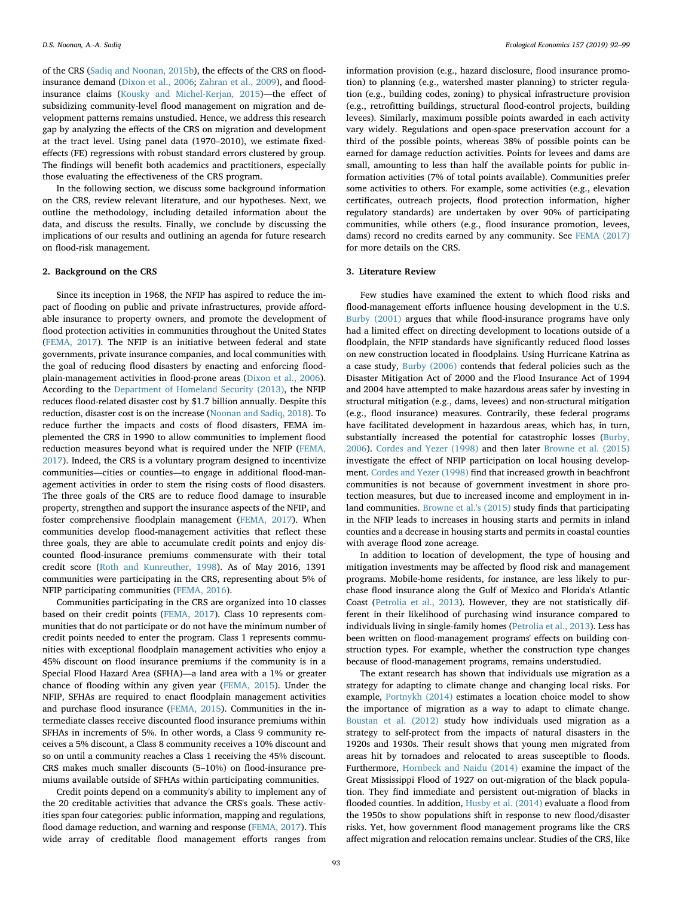of the CRS (Sadiq and Noonan, 2015b), the effects of the CRS on flood-insurance demand (Dixon et al., 2006; Zahran et al., 2009), and flood-insurance claims (Kousky and Michel-Kerjan, 2015)—the effect of subsidizing community-level flood management on migration and development patterns remains unstudied. Hence, we address this research gap by analyzing the effects of the CRS on migration and development at the tract level. Using panel data (1970–2010), we estimate fixed-effects (FE) regressions with robust standard errors clustered by group. The findings will benefit both academics and practitioners, especially those evaluating the effectiveness of the CRS program.

In the following section, we discuss some background information on the CRS, review relevant literature, and our hypotheses. Next, we outline the methodology, including detailed information about the data, and discuss the results. Finally, we conclude by discussing the implications of our results and outlining an agenda for future research on flood-risk management.

## 2. Background on the CRS

Since its inception in 1968, the NFIP has aspired to reduce the impact of flooding on public and private infrastructures, provide affordable insurance to property owners, and promote the development of flood protection activities in communities throughout the United States (FEMA, 2017). The NFIP is an initiative between federal and state governments, private insurance companies, and local communities with the goal of reducing flood disasters by enacting and enforcing floodplain-management activities in flood-prone areas (Dixon et al., 2006). According to the Department of Homeland Security (2013), the NFIP reduces flood-related disaster cost by $1.7 billion annually. Despite this reduction, disaster cost is on the increase (Noonan and Sadiq, 2018). To reduce further the impacts and costs of flood disasters, FEMA implemented the CRS in 1990 to allow communities to implement flood reduction measures beyond what is required under the NFIP (FEMA, 2017). Indeed, the CRS is a voluntary program designed to incentivize communities—cities or counties—to engage in additional flood-management activities in order to stem the rising costs of flood disasters. The three goals of the CRS are to reduce flood damage to insurable property, strengthen and support the insurance aspects of the NFIP, and foster comprehensive floodplain management (FEMA, 2017). When communities develop flood-management activities that reflect these three goals, they are able to accumulate credit points and enjoy discounted flood-insurance premiums commensurate with their total credit score (Roth and Kunreuther, 1998). As of May 2016, 1391 communities were participating in the CRS, representing about 5% of NFIP participating communities (FEMA, 2016).

Communities participating in the CRS are organized into 10 classes based on their credit points (FEMA, 2017). Class 10 represents communities that do not participate or do not have the minimum number of credit points needed to enter the program. Class 1 represents communities with exceptional floodplain management activities who enjoy a 45% discount on flood insurance premiums if the community is in a Special Flood Hazard Area (SFHA)—a land area with a 1% or greater chance of flooding within any given year (FEMA, 2015). Under the NFIP, SFHAs are required to enact floodplain management activities and purchase flood insurance (FEMA, 2015). Communities in the intermediate classes receive discounted flood insurance premiums within SFHAs in increments of 5%. In other words, a Class 9 community receives a 5% discount, a Class 8 community receives a 10% discount and so on until a community reaches a Class 1 receiving the 45% discount. CRS makes much smaller discounts (5–10%) on flood-insurance premiums available outside of SFHAs within participating communities.

Credit points depend on a community's ability to implement any of the 20 creditable activities that advance the CRS's goals. These activities span four categories: public information, mapping and regulations, flood damage reduction, and warning and response (FEMA, 2017). This wide array of creditable flood management efforts ranges from information provision (e.g., hazard disclosure, flood insurance promotion) to planning (e.g., watershed master planning) to stricter regulation (e.g., building codes, zoning) to physical infrastructure provision (e.g., retrofitting buildings, structural flood-control projects, building levees). Similarly, maximum possible points awarded in each activity vary widely. Regulations and open-space preservation account for a third of the possible points, whereas 38% of possible points can be earned for damage reduction activities. Points for levees and dams are small, amounting to less than half the available points for public information activities (7% of total points available). Communities prefer some activities to others. For example, some activities (e.g., elevation certificates, outreach projects, flood protection information, higher regulatory standards) are undertaken by over 90% of participating communities, while others (e.g., flood insurance promotion, levees, dams) record no credits earned by any community. See FEMA (2017) for more details on the CRS.

## 3. Literature Review

Few studies have examined the extent to which flood risks and flood-management efforts influence housing development in the U.S. Burby (2001) argues that while flood-insurance programs have only had a limited effect on directing development to locations outside of a floodplain, the NFIP standards have significantly reduced flood losses on new construction located in floodplains. Using Hurricane Katrina as a case study, Burby (2006) contends that federal policies such as the Disaster Mitigation Act of 2000 and the Flood Insurance Act of 1994 and 2004 have attempted to make hazardous areas safer by investing in structural mitigation (e.g., dams, levees) and non-structural mitigation (e.g., flood insurance) measures. Contrarily, these federal programs have facilitated development in hazardous areas, which has, in turn, substantially increased the potential for catastrophic losses (Burby, 2006). Cordes and Yezer (1998) and then later Browne et al. (2015) investigate the effect of NFIP participation on local housing development. Cordes and Yezer (1998) find that increased growth in beachfront communities is not because of government investment in shore protection measures, but due to increased income and employment in inland communities. Browne et al.'s (2015) study finds that participating in the NFIP leads to increases in housing starts and permits in inland counties and a decrease in housing starts and permits in coastal counties with average flood zone acreage.

In addition to location of development, the type of housing and mitigation investments may be affected by flood risk and management programs. Mobile-home residents, for instance, are less likely to purchase flood insurance along the Gulf of Mexico and Florida's Atlantic Coast (Petrolia et al., 2013). However, they are not statistically different in their likelihood of purchasing wind insurance compared to individuals living in single-family homes (Petrolia et al., 2013). Less has been written on flood-management programs' effects on building construction types. For example, whether the construction type changes because of flood-management programs, remains understudied.

The extant research has shown that individuals use migration as a strategy for adapting to climate change and changing local risks. For example, Portnykh (2014) estimates a location choice model to show the importance of migration as a way to adapt to climate change. Boustan et al. (2012) study how individuals used migration as a strategy to self-protect from the impacts of natural disasters in the 1920s and 1930s. Their result shows that young men migrated from areas hit by tornadoes and relocated to areas susceptible to floods. Furthermore, Hornbeck and Naidu (2014) examine the impact of the Great Mississippi Flood of 1927 on out-migration of the black population. They find immediate and persistent out-migration of blacks in flooded counties. In addition, Husby et al. (2014) evaluate a flood from the 1950s to show populations shift in response to new flood/disaster risks. Yet, how government flood management programs like the CRS affect migration and relocation remains unclear. Studies of the CRS, like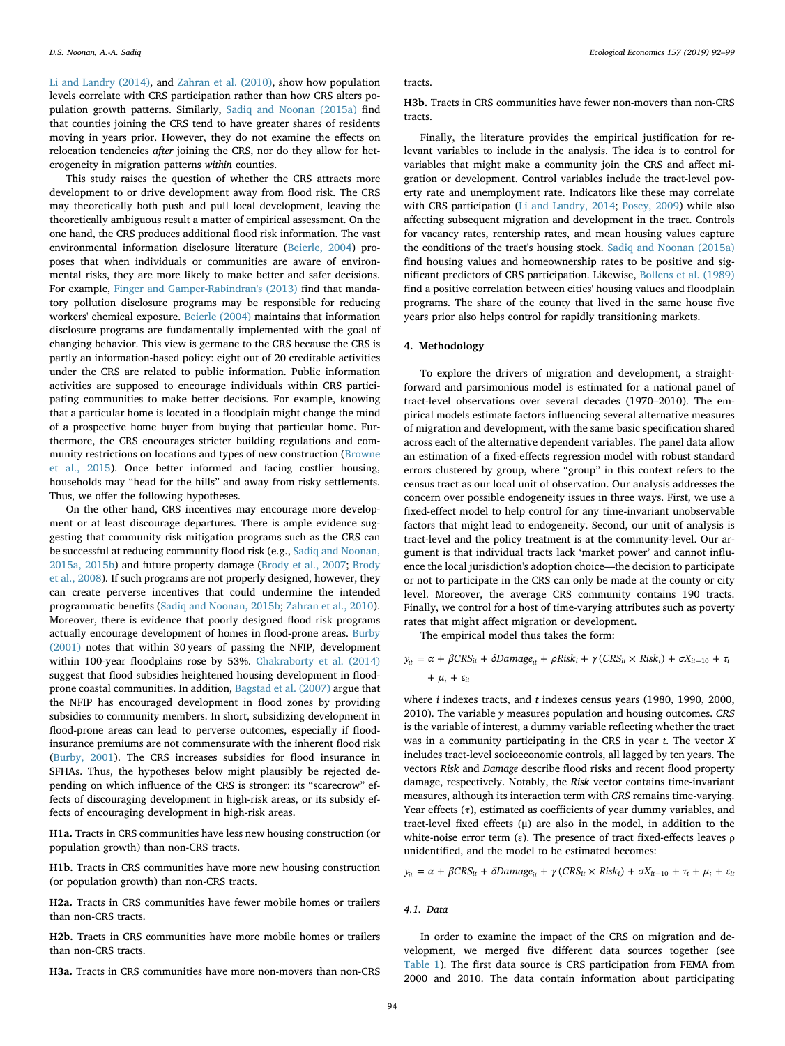Li and Landry (2014), and Zahran et al. (2010), show how population levels correlate with CRS participation rather than how CRS alters population growth patterns. Similarly, Sadiq and Noonan (2015a) find that counties joining the CRS tend to have greater shares of residents moving in years prior. However, they do not examine the effects on relocation tendencies *after* joining the CRS, nor do they allow for heterogeneity in migration patterns *within* counties.

This study raises the question of whether the CRS attracts more development to or drive development away from flood risk. The CRS may theoretically both push and pull local development, leaving the theoretically ambiguous result a matter of empirical assessment. On the one hand, the CRS produces additional flood risk information. The vast environmental information disclosure literature (Beierle, 2004) proposes that when individuals or communities are aware of environmental risks, they are more likely to make better and safer decisions. For example, Finger and Gamper-Rabindran's (2013) find that mandatory pollution disclosure programs may be responsible for reducing workers' chemical exposure. Beierle (2004) maintains that information disclosure programs are fundamentally implemented with the goal of changing behavior. This view is germane to the CRS because the CRS is partly an information-based policy: eight out of 20 creditable activities under the CRS are related to public information. Public information activities are supposed to encourage individuals within CRS participating communities to make better decisions. For example, knowing that a particular home is located in a floodplain might change the mind of a prospective home buyer from buying that particular home. Furthermore, the CRS encourages stricter building regulations and community restrictions on locations and types of new construction (Browne et al., 2015). Once better informed and facing costlier housing, households may "head for the hills" and away from risky settlements. Thus, we offer the following hypotheses.

On the other hand, CRS incentives may encourage more development or at least discourage departures. There is ample evidence suggesting that community risk mitigation programs such as the CRS can be successful at reducing community flood risk (e.g., Sadiq and Noonan, 2015a, 2015b) and future property damage (Brody et al., 2007; Brody et al., 2008). If such programs are not properly designed, however, they can create perverse incentives that could undermine the intended programmatic benefits (Sadiq and Noonan, 2015b; Zahran et al., 2010). Moreover, there is evidence that poorly designed flood risk programs actually encourage development of homes in flood-prone areas. Burby (2001) notes that within 30 years of passing the NFIP, development within 100-year floodplains rose by 53%. Chakraborty et al. (2014) suggest that flood subsidies heightened housing development in flood-prone coastal communities. In addition, Bagstad et al. (2007) argue that the NFIP has encouraged development in flood zones by providing subsidies to community members. In short, subsidizing development in flood-prone areas can lead to perverse outcomes, especially if flood-insurance premiums are not commensurate with the inherent flood risk (Burby, 2001). The CRS increases subsidies for flood insurance in SFHAs. Thus, the hypotheses below might plausibly be rejected depending on which influence of the CRS is stronger: its "scarecrow" effects of discouraging development in high-risk areas, or its subsidy effects of encouraging development in high-risk areas.

**H1a.** Tracts in CRS communities have less new housing construction (or population growth) than non-CRS tracts.

**H1b.** Tracts in CRS communities have more new housing construction (or population growth) than non-CRS tracts.

**H2a.** Tracts in CRS communities have fewer mobile homes or trailers than non-CRS tracts.

**H2b.** Tracts in CRS communities have more mobile homes or trailers than non-CRS tracts.

**H3a.** Tracts in CRS communities have more non-movers than non-CRS tracts.

**H3b.** Tracts in CRS communities have fewer non-movers than non-CRS tracts.

Finally, the literature provides the empirical justification for relevant variables to include in the analysis. The idea is to control for variables that might make a community join the CRS and affect migration or development. Control variables include the tract-level poverty rate and unemployment rate. Indicators like these may correlate with CRS participation (Li and Landry, 2014; Posey, 2009) while also affecting subsequent migration and development in the tract. Controls for vacancy rates, rentership rates, and mean housing values capture the conditions of the tract's housing stock. Sadiq and Noonan (2015a) find housing values and homeownership rates to be positive and significant predictors of CRS participation. Likewise, Bollens et al. (1989) find a positive correlation between cities' housing values and floodplain programs. The share of the county that lived in the same house five years prior also helps control for rapidly transitioning markets.

## 4. Methodology

To explore the drivers of migration and development, a straightforward and parsimonious model is estimated for a national panel of tract-level observations over several decades (1970–2010). The empirical models estimate factors influencing several alternative measures of migration and development, with the same basic specification shared across each of the alternative dependent variables. The panel data allow an estimation of a fixed-effects regression model with robust standard errors clustered by group, where "group" in this context refers to the census tract as our local unit of observation. Our analysis addresses the concern over possible endogeneity issues in three ways. First, we use a fixed-effect model to help control for any time-invariant unobservable factors that might lead to endogeneity. Second, our unit of analysis is tract-level and the policy treatment is at the community-level. Our argument is that individual tracts lack 'market power' and cannot influence the local jurisdiction's adoption choice—the decision to participate or not to participate in the CRS can only be made at the county or city level. Moreover, the average CRS community contains 190 tracts. Finally, we control for a host of time-varying attributes such as poverty rates that might affect migration or development.

The empirical model thus takes the form:

$$y_{it} = \alpha + \beta CRS_{it} + \delta Damage_{it} + \rho Risk_i + \gamma(CRS_{it} \times Risk_i) + \sigma X_{it-10} + \tau_t + \mu_i + \varepsilon_{it}$$

where $i$ indexes tracts, and $t$ indexes census years (1980, 1990, 2000, 2010). The variable $y$ measures population and housing outcomes. *CRS* is the variable of interest, a dummy variable reflecting whether the tract was in a community participating in the CRS in year $t$. The vector $X$ includes tract-level socioeconomic controls, all lagged by ten years. The vectors *Risk* and *Damage* describe flood risks and recent flood property damage, respectively. Notably, the *Risk* vector contains time-invariant measures, although its interaction term with *CRS* remains time-varying. Year effects ($\tau$), estimated as coefficients of year dummy variables, and tract-level fixed effects ($\mu$) are also in the model, in addition to the white-noise error term ($\varepsilon$). The presence of tract fixed-effects leaves $\rho$ unidentified, and the model to be estimated becomes:

$$y_{it} = \alpha + \beta CRS_{it} + \delta Damage_{it} + \gamma(CRS_{it} \times Risk_i) + \sigma X_{it-10} + \tau_t + \mu_i + \varepsilon_{it}$$

### 4.1. Data

In order to examine the impact of the CRS on migration and development, we merged five different data sources together (see Table 1). The first data source is CRS participation from FEMA from 2000 and 2010. The data contain information about participating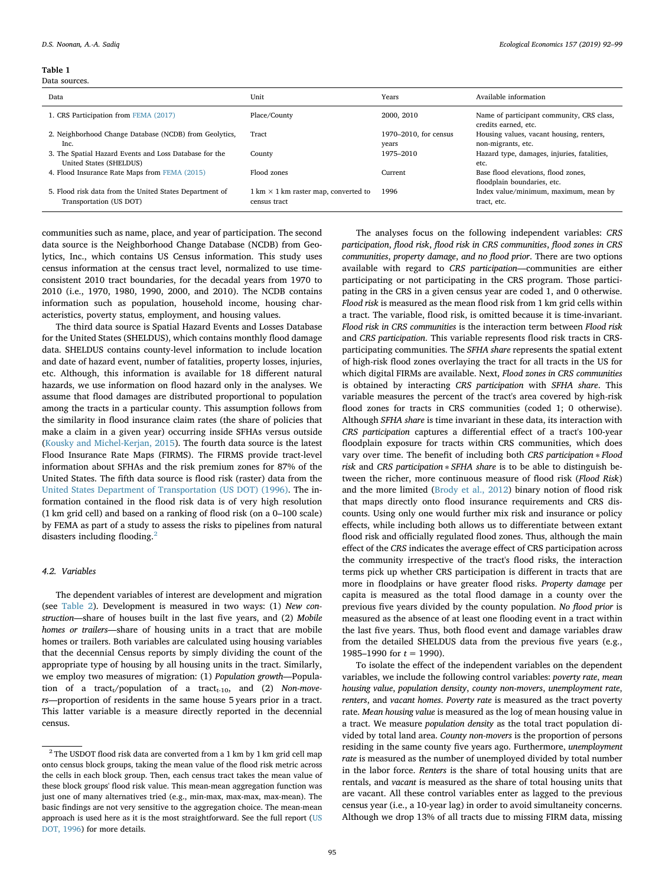**Table 1**
Data sources.

| Data | Unit | Years | Available information |
|---|---|---|---|
| 1. CRS Participation from FEMA (2017) | Place/County | 2000, 2010 | Name of participant community, CRS class, credits earned, etc. |
| 2. Neighborhood Change Database (NCDB) from Geolytics, Inc. | Tract | 1970–2010, for census years | Housing values, vacant housing, renters, non-migrants, etc. |
| 3. The Spatial Hazard Events and Loss Database for the United States (SHELDUS) | County | 1975–2010 | Hazard type, damages, injuries, fatalities, etc. |
| 4. Flood Insurance Rate Maps from FEMA (2015) | Flood zones | Current | Base flood elevations, flood zones, floodplain boundaries, etc. |
| 5. Flood risk data from the United States Department of Transportation (US DOT) | 1 km × 1 km raster map, converted to census tract | 1996 | Index value/minimum, maximum, mean by tract, etc. |

communities such as name, place, and year of participation. The second data source is the Neighborhood Change Database (NCDB) from Geolytics, Inc., which contains US Census information. This study uses census information at the census tract level, normalized to use time-consistent 2010 tract boundaries, for the decadal years from 1970 to 2010 (i.e., 1970, 1980, 1990, 2000, and 2010). The NCDB contains information such as population, household income, housing characteristics, poverty status, employment, and housing values.

The third data source is Spatial Hazard Events and Losses Database for the United States (SHELDUS), which contains monthly flood damage data. SHELDUS contains county-level information to include location and date of hazard event, number of fatalities, property losses, injuries, etc. Although, this information is available for 18 different natural hazards, we use information on flood hazard only in the analyses. We assume that flood damages are distributed proportional to population among the tracts in a particular county. This assumption follows from the similarity in flood insurance claim rates (the share of policies that make a claim in a given year) occurring inside SFHAs versus outside (Kousky and Michel-Kerjan, 2015). The fourth data source is the latest Flood Insurance Rate Maps (FIRMS). The FIRMS provide tract-level information about SFHAs and the risk premium zones for 87% of the United States. The fifth data source is flood risk (raster) data from the United States Department of Transportation (US DOT) (1996). The information contained in the flood risk data is of very high resolution (1 km grid cell) and based on a ranking of flood risk (on a 0–100 scale) by FEMA as part of a study to assess the risks to pipelines from natural disasters including flooding.[2]

### 4.2. Variables

The dependent variables of interest are development and migration (see Table 2). Development is measured in two ways: (1) *New construction*—share of houses built in the last five years, and (2) *Mobile homes or trailers*—share of housing units in a tract that are mobile homes or trailers. Both variables are calculated using housing variables that the decennial Census reports by simply dividing the count of the appropriate type of housing by all housing units in the tract. Similarly, we employ two measures of migration: (1) *Population growth*—Population of a $\text{tract}_t$/population of a $\text{tract}_{t\text{-}10}$, and (2) *Non-movers*—proportion of residents in the same house 5 years prior in a tract. This latter variable is a measure directly reported in the decennial census.

The analyses focus on the following independent variables: *CRS participation*, *flood risk*, *flood risk in CRS communities*, *flood zones in CRS communities*, *property damage*, *and no flood prior*. There are two options available with regard to *CRS participation*—communities are either participating or not participating in the CRS program. Those participating in the CRS in a given census year are coded 1, and 0 otherwise. *Flood risk* is measured as the mean flood risk from 1 km grid cells within a tract. The variable, flood risk, is omitted because it is time-invariant. *Flood risk in CRS communities* is the interaction term between *Flood risk* and *CRS participation*. This variable represents flood risk tracts in CRS-participating communities. The *SFHA share* represents the spatial extent of high-risk flood zones overlaying the tract for all tracts in the US for which digital FIRMs are available. Next, *Flood zones in CRS communities* is obtained by interacting *CRS participation* with *SFHA share*. This variable measures the percent of the tract's area covered by high-risk flood zones for tracts in CRS communities (coded 1; 0 otherwise). Although *SFHA share* is time invariant in these data, its interaction with *CRS participation* captures a differential effect of a tract's 100-year floodplain exposure for tracts within CRS communities, which does vary over time. The benefit of including both *CRS participation* ∗ *Flood risk* and *CRS participation* ∗ *SFHA share* is to be able to distinguish between the richer, more continuous measure of flood risk (*Flood Risk*) and the more limited (Brody et al., 2012) binary notion of flood risk that maps directly onto flood insurance requirements and CRS discounts. Using only one would further mix risk and insurance or policy effects, while including both allows us to differentiate between extant flood risk and officially regulated flood zones. Thus, although the main effect of the *CRS* indicates the average effect of CRS participation across the community irrespective of the tract's flood risks, the interaction terms pick up whether CRS participation is different in tracts that are more in floodplains or have greater flood risks. *Property damage* per capita is measured as the total flood damage in a county over the previous five years divided by the county population. *No flood prior* is measured as the absence of at least one flooding event in a tract within the last five years. Thus, both flood event and damage variables draw from the detailed SHELDUS data from the previous five years (e.g., 1985–1990 for $t = 1990$).

To isolate the effect of the independent variables on the dependent variables, we include the following control variables: *poverty rate*, *mean housing value*, *population density*, *county non-movers*, *unemployment rate*, *renters*, and *vacant homes*. *Poverty rate* is measured as the tract poverty rate. *Mean housing value* is measured as the log of mean housing value in a tract. We measure *population density* as the total tract population divided by total land area. *County non-movers* is the proportion of persons residing in the same county five years ago. Furthermore, *unemployment rate* is measured as the number of unemployed divided by total number in the labor force. *Renters* is the share of total housing units that are rentals, and *vacant* is measured as the share of total housing units that are vacant. All these control variables enter as lagged to the previous census year (i.e., a 10-year lag) in order to avoid simultaneity concerns. Although we drop 13% of all tracts due to missing FIRM data, missing

[2] The USDOT flood risk data are converted from a 1 km by 1 km grid cell map onto census block groups, taking the mean value of the flood risk metric across the cells in each block group. Then, each census tract takes the mean value of these block groups' flood risk value. This mean-mean aggregation function was just one of many alternatives tried (e.g., min-max, max-max, max-mean). The basic findings are not very sensitive to the aggregation choice. The mean-mean approach is used here as it is the most straightforward. See the full report (US DOT, 1996) for more details.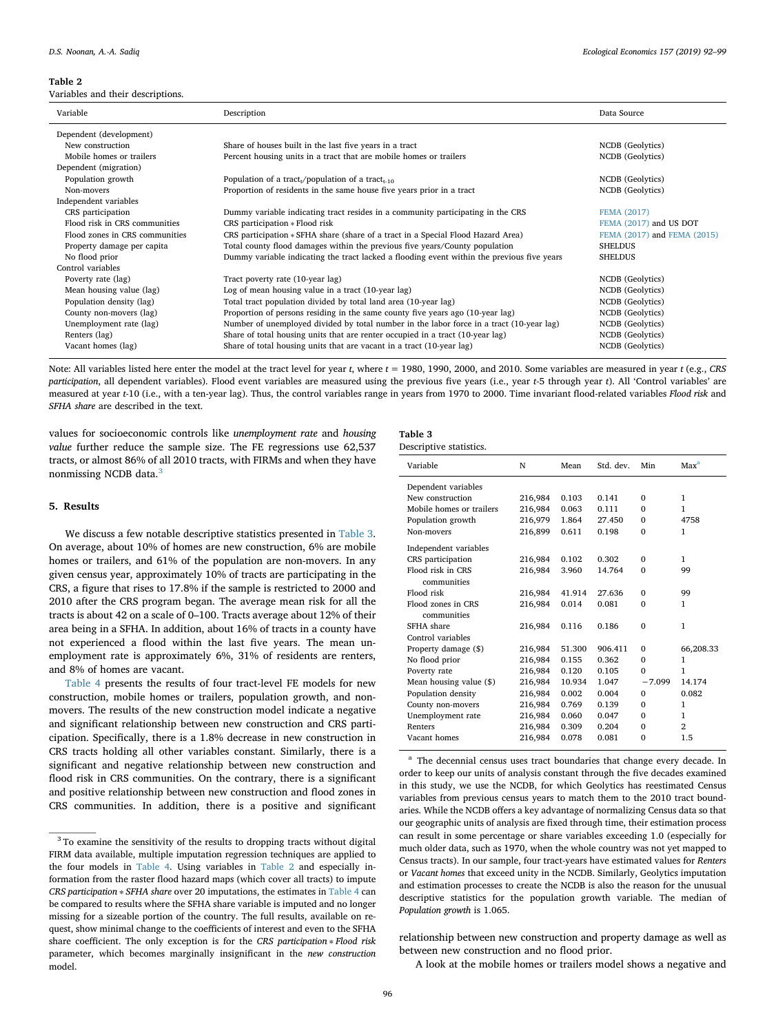**Table 2**
Variables and their descriptions.

| Variable | Description | Data Source |
|---|---|---|
| Dependent (development) | | |
| New construction | Share of houses built in the last five years in a tract | NCDB (Geolytics) |
| Mobile homes or trailers | Percent housing units in a tract that are mobile homes or trailers | NCDB (Geolytics) |
| Dependent (migration) | | |
| Population growth | Population of a $\text{tract}_t$/population of a $\text{tract}_{t-10}$ | NCDB (Geolytics) |
| Non-movers | Proportion of residents in the same house five years prior in a tract | NCDB (Geolytics) |
| Independent variables | | |
| CRS participation | Dummy variable indicating tract resides in a community participating in the CRS | FEMA (2017) |
| Flood risk in CRS communities | CRS participation * Flood risk | FEMA (2017) and US DOT |
| Flood zones in CRS communities | CRS participation * SFHA share (share of a tract in a Special Flood Hazard Area) | FEMA (2017) and FEMA (2015) |
| Property damage per capita | Total county flood damages within the previous five years/County population | SHELDUS |
| No flood prior | Dummy variable indicating the tract lacked a flooding event within the previous five years | SHELDUS |
| Control variables | | |
| Poverty rate (lag) | Tract poverty rate (10-year lag) | NCDB (Geolytics) |
| Mean housing value (lag) | Log of mean housing value in a tract (10-year lag) | NCDB (Geolytics) |
| Population density (lag) | Total tract population divided by total land area (10-year lag) | NCDB (Geolytics) |
| County non-movers (lag) | Proportion of persons residing in the same county five years ago (10-year lag) | NCDB (Geolytics) |
| Unemployment rate (lag) | Number of unemployed divided by total number in the labor force in a tract (10-year lag) | NCDB (Geolytics) |
| Renters (lag) | Share of total housing units that are renter occupied in a tract (10-year lag) | NCDB (Geolytics) |
| Vacant homes (lag) | Share of total housing units that are vacant in a tract (10-year lag) | NCDB (Geolytics) |

Note: All variables listed here enter the model at the tract level for year *t*, where *t* = 1980, 1990, 2000, and 2010. Some variables are measured in year *t* (e.g., *CRS participation*, all dependent variables). Flood event variables are measured using the previous five years (i.e., year *t*-5 through year *t*). All 'Control variables' are measured at year *t*-10 (i.e., with a ten-year lag). Thus, the control variables range in years from 1970 to 2000. Time invariant flood-related variables *Flood risk* and *SFHA share* are described in the text.

values for socioeconomic controls like *unemployment rate* and *housing value* further reduce the sample size. The FE regressions use 62,537 tracts, or almost 86% of all 2010 tracts, with FIRMs and when they have nonmissing NCDB data.[3]

## 5. Results

We discuss a few notable descriptive statistics presented in Table 3. On average, about 10% of homes are new construction, 6% are mobile homes or trailers, and 61% of the population are non-movers. In any given census year, approximately 10% of tracts are participating in the CRS, a figure that rises to 17.8% if the sample is restricted to 2000 and 2010 after the CRS program began. The average mean risk for all the tracts is about 42 on a scale of 0–100. Tracts average about 12% of their area being in a SFHA. In addition, about 16% of tracts in a county have not experienced a flood within the last five years. The mean unemployment rate is approximately 6%, 31% of residents are renters, and 8% of homes are vacant.

Table 4 presents the results of four tract-level FE models for new construction, mobile homes or trailers, population growth, and non-movers. The results of the new construction model indicate a negative and significant relationship between new construction and CRS participation. Specifically, there is a 1.8% decrease in new construction in CRS tracts holding all other variables constant. Similarly, there is a significant and negative relationship between new construction and flood risk in CRS communities. On the contrary, there is a significant and positive relationship between new construction and flood zones in CRS communities. In addition, there is a positive and significant relationship between new construction and property damage as well as between new construction and no flood prior.

A look at the mobile homes or trailers model shows a negative and

**Table 3**
Descriptive statistics.

| Variable | N | Mean | Std. dev. | Min | Max[a] |
|---|---|---|---|---|---|
| Dependent variables | | | | | |
| New construction | 216,984 | 0.103 | 0.141 | 0 | 1 |
| Mobile homes or trailers | 216,984 | 0.063 | 0.111 | 0 | 1 |
| Population growth | 216,979 | 1.864 | 27.450 | 0 | 4758 |
| Non-movers | 216,899 | 0.611 | 0.198 | 0 | 1 |
| Independent variables | | | | | |
| CRS participation | 216,984 | 0.102 | 0.302 | 0 | 1 |
| Flood risk in CRS communities | 216,984 | 3.960 | 14.764 | 0 | 99 |
| Flood risk | 216,984 | 41.914 | 27.636 | 0 | 99 |
| Flood zones in CRS communities | 216,984 | 0.014 | 0.081 | 0 | 1 |
| SFHA share | 216,984 | 0.116 | 0.186 | 0 | 1 |
| Control variables | | | | | |
| Property damage ($) | 216,984 | 51.300 | 906.411 | 0 | 66,208.33 |
| No flood prior | 216,984 | 0.155 | 0.362 | 0 | 1 |
| Poverty rate | 216,984 | 0.120 | 0.105 | 0 | 1 |
| Mean housing value ($) | 216,984 | 10.934 | 1.047 | −7.099 | 14.174 |
| Population density | 216,984 | 0.002 | 0.004 | 0 | 0.082 |
| County non-movers | 216,984 | 0.769 | 0.139 | 0 | 1 |
| Unemployment rate | 216,984 | 0.060 | 0.047 | 0 | 1 |
| Renters | 216,984 | 0.309 | 0.204 | 0 | 2 |
| Vacant homes | 216,984 | 0.078 | 0.081 | 0 | 1.5 |

[a] The decennial census uses tract boundaries that change every decade. In order to keep our units of analysis constant through the five decades examined in this study, we use the NCDB, for which Geolytics has reestimated Census variables from previous census years to match them to the 2010 tract boundaries. While the NCDB offers a key advantage of normalizing Census data so that our geographic units of analysis are fixed through time, their estimation process can result in some percentage or share variables exceeding 1.0 (especially for much older data, such as 1970, when the whole country was not yet mapped to Census tracts). In our sample, four tract-years have estimated values for *Renters* or *Vacant homes* that exceed unity in the NCDB. Similarly, Geolytics imputation and estimation processes to create the NCDB is also the reason for the unusual descriptive statistics for the population growth variable. The median of *Population growth* is 1.065.

[3] To examine the sensitivity of the results to dropping tracts without digital FIRM data available, multiple imputation regression techniques are applied to the four models in Table 4. Using variables in Table 2 and especially information from the raster flood hazard maps (which cover all tracts) to impute *CRS participation * SFHA share* over 20 imputations, the estimates in Table 4 can be compared to results where the SFHA share variable is imputed and no longer missing for a sizeable portion of the country. The full results, available on request, show minimal change to the coefficients of interest and even to the SFHA share coefficient. The only exception is for the *CRS participation * Flood risk* parameter, which becomes marginally insignificant in the *new construction* model.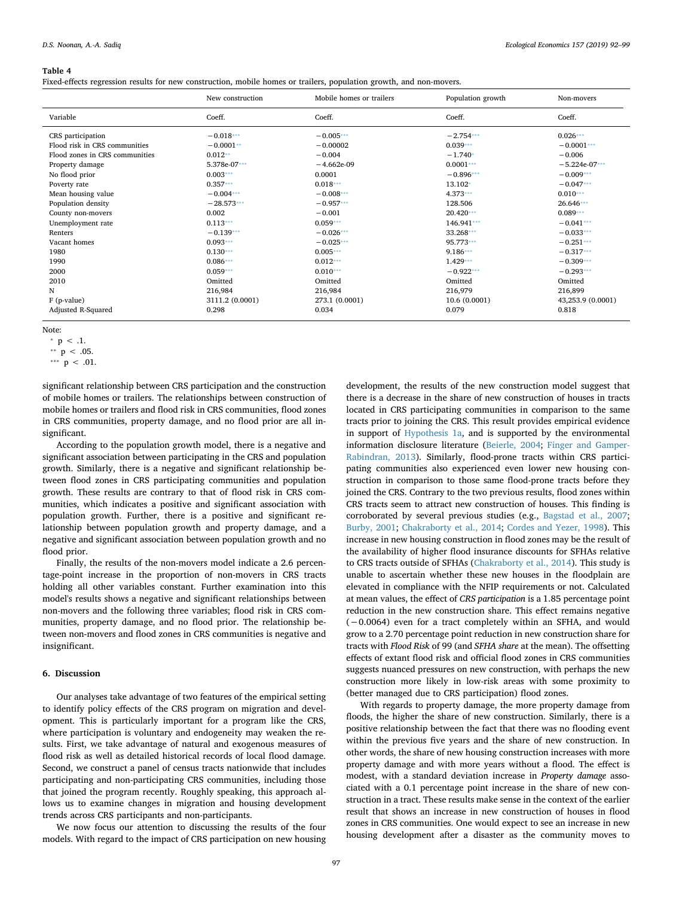**Table 4**
Fixed-effects regression results for new construction, mobile homes or trailers, population growth, and non-movers.

| | New construction | Mobile homes or trailers | Population growth | Non-movers |
|---|---|---|---|---|
| Variable | Coeff. | Coeff. | Coeff. | Coeff. |
| CRS participation | −0.018*** | −0.005*** | −2.754*** | 0.026*** |
| Flood risk in CRS communities | −0.0001** | −0.00002 | 0.039*** | −0.0001*** |
| Flood zones in CRS communities | 0.012** | −0.004 | −1.740* | −0.006 |
| Property damage | 5.378e-07*** | −4.662e-09 | 0.0001*** | −5.224e-07*** |
| No flood prior | 0.003*** | 0.0001 | −0.896*** | −0.009*** |
| Poverty rate | 0.357*** | 0.018*** | 13.102* | −0.047*** |
| Mean housing value | −0.004*** | −0.008*** | 4.373*** | 0.010*** |
| Population density | −28.573*** | −0.957*** | 128.506 | 26.646*** |
| County non-movers | 0.002 | −0.001 | 20.420*** | 0.089*** |
| Unemployment rate | 0.113*** | 0.059*** | 146.941*** | −0.041*** |
| Renters | −0.139*** | −0.026*** | 33.268*** | −0.033*** |
| Vacant homes | 0.093*** | −0.025*** | 95.773*** | −0.251*** |
| 1980 | 0.130*** | 0.005*** | 9.186*** | −0.317*** |
| 1990 | 0.086*** | 0.012*** | 1.429*** | −0.309*** |
| 2000 | 0.059*** | 0.010*** | −0.922*** | −0.293*** |
| 2010 | Omitted | Omitted | Omitted | Omitted |
| N | 216,984 | 216,984 | 216,979 | 216,899 |
| F (p-value) | 3111.2 (0.0001) | 273.1 (0.0001) | 10.6 (0.0001) | 43,253.9 (0.0001) |
| Adjusted R-Squared | 0.298 | 0.034 | 0.079 | 0.818 |

Note:
* $p < .1$.
** $p < .05$.
*** $p < .01$.

significant relationship between CRS participation and the construction of mobile homes or trailers. The relationships between construction of mobile homes or trailers and flood risk in CRS communities, flood zones in CRS communities, property damage, and no flood prior are all insignificant.

According to the population growth model, there is a negative and significant association between participating in the CRS and population growth. Similarly, there is a negative and significant relationship between flood zones in CRS participating communities and population growth. These results are contrary to that of flood risk in CRS communities, which indicates a positive and significant association with population growth. Further, there is a positive and significant relationship between population growth and property damage, and a negative and significant association between population growth and no flood prior.

Finally, the results of the non-movers model indicate a 2.6 percentage-point increase in the proportion of non-movers in CRS tracts holding all other variables constant. Further examination into this model's results shows a negative and significant relationships between non-movers and the following three variables; flood risk in CRS communities, property damage, and no flood prior. The relationship between non-movers and flood zones in CRS communities is negative and insignificant.

## 6. Discussion

Our analyses take advantage of two features of the empirical setting to identify policy effects of the CRS program on migration and development. This is particularly important for a program like the CRS, where participation is voluntary and endogeneity may weaken the results. First, we take advantage of natural and exogenous measures of flood risk as well as detailed historical records of local flood damage. Second, we construct a panel of census tracts nationwide that includes participating and non-participating CRS communities, including those that joined the program recently. Roughly speaking, this approach allows us to examine changes in migration and housing development trends across CRS participants and non-participants.

We now focus our attention to discussing the results of the four models. With regard to the impact of CRS participation on new housing development, the results of the new construction model suggest that there is a decrease in the share of new construction of houses in tracts located in CRS participating communities in comparison to the same tracts prior to joining the CRS. This result provides empirical evidence in support of Hypothesis 1a, and is supported by the environmental information disclosure literature (Beierle, 2004; Finger and Gamper-Rabindran, 2013). Similarly, flood-prone tracts within CRS participating communities also experienced even lower new housing construction in comparison to those same flood-prone tracts before they joined the CRS. Contrary to the two previous results, flood zones within CRS tracts seem to attract new construction of houses. This finding is corroborated by several previous studies (e.g., Bagstad et al., 2007; Burby, 2001; Chakraborty et al., 2014; Cordes and Yezer, 1998). This increase in new housing construction in flood zones may be the result of the availability of higher flood insurance discounts for SFHAs relative to CRS tracts outside of SFHAs (Chakraborty et al., 2014). This study is unable to ascertain whether these new houses in the floodplain are elevated in compliance with the NFIP requirements or not. Calculated at mean values, the effect of *CRS participation* is a 1.85 percentage point reduction in the new construction share. This effect remains negative (−0.0064) even for a tract completely within an SFHA, and would grow to a 2.70 percentage point reduction in new construction share for tracts with *Flood Risk* of 99 (and *SFHA share* at the mean). The offsetting effects of extant flood risk and official flood zones in CRS communities suggests nuanced pressures on new construction, with perhaps the new construction more likely in low-risk areas with some proximity to (better managed due to CRS participation) flood zones.

With regards to property damage, the more property damage from floods, the higher the share of new construction. Similarly, there is a positive relationship between the fact that there was no flooding event within the previous five years and the share of new construction. In other words, the share of new housing construction increases with more property damage and with more years without a flood. The effect is modest, with a standard deviation increase in *Property damage* associated with a 0.1 percentage point increase in the share of new construction in a tract. These results make sense in the context of the earlier result that shows an increase in new construction of houses in flood zones in CRS communities. One would expect to see an increase in new housing development after a disaster as the community moves to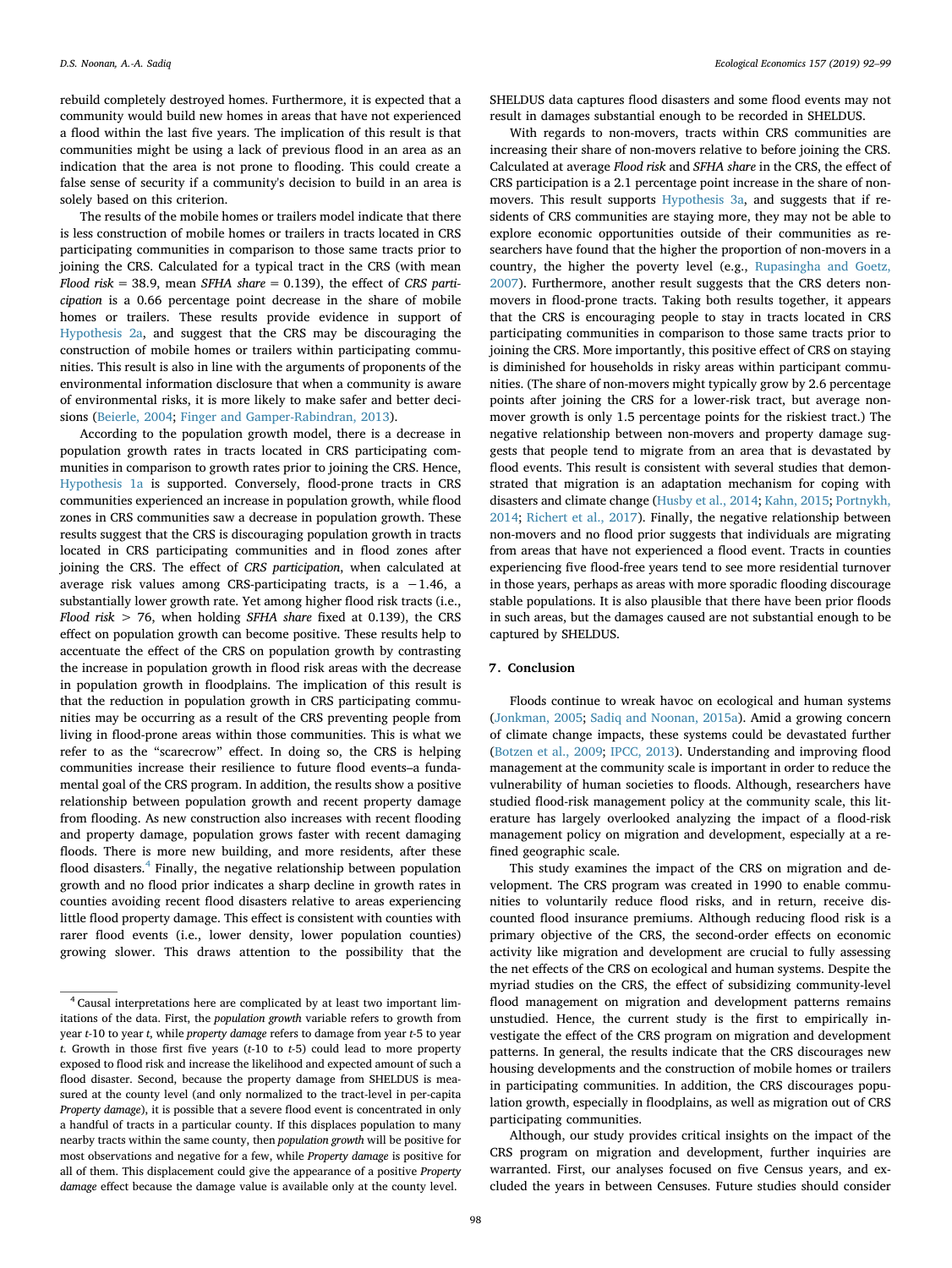rebuild completely destroyed homes. Furthermore, it is expected that a community would build new homes in areas that have not experienced a flood within the last five years. The implication of this result is that communities might be using a lack of previous flood in an area as an indication that the area is not prone to flooding. This could create a false sense of security if a community's decision to build in an area is solely based on this criterion.

The results of the mobile homes or trailers model indicate that there is less construction of mobile homes or trailers in tracts located in CRS participating communities in comparison to those same tracts prior to joining the CRS. Calculated for a typical tract in the CRS (with mean *Flood risk* = 38.9, mean *SFHA share* = 0.139), the effect of *CRS participation* is a 0.66 percentage point decrease in the share of mobile homes or trailers. These results provide evidence in support of Hypothesis 2a, and suggest that the CRS may be discouraging the construction of mobile homes or trailers within participating communities. This result is also in line with the arguments of proponents of the environmental information disclosure that when a community is aware of environmental risks, it is more likely to make safer and better decisions (Beierle, 2004; Finger and Gamper-Rabindran, 2013).

According to the population growth model, there is a decrease in population growth rates in tracts located in CRS participating communities in comparison to growth rates prior to joining the CRS. Hence, Hypothesis 1a is supported. Conversely, flood-prone tracts in CRS communities experienced an increase in population growth, while flood zones in CRS communities saw a decrease in population growth. These results suggest that the CRS is discouraging population growth in tracts located in CRS participating communities and in flood zones after joining the CRS. The effect of *CRS participation*, when calculated at average risk values among CRS-participating tracts, is a −1.46, a substantially lower growth rate. Yet among higher flood risk tracts (i.e., *Flood risk* > 76, when holding *SFHA share* fixed at 0.139), the CRS effect on population growth can become positive. These results help to accentuate the effect of the CRS on population growth by contrasting the increase in population growth in flood risk areas with the decrease in population growth in floodplains. The implication of this result is that the reduction in population growth in CRS participating communities may be occurring as a result of the CRS preventing people from living in flood-prone areas within those communities. This is what we refer to as the "scarecrow" effect. In doing so, the CRS is helping communities increase their resilience to future flood events–a fundamental goal of the CRS program. In addition, the results show a positive relationship between population growth and recent property damage from flooding. As new construction also increases with recent flooding and property damage, population grows faster with recent damaging floods. There is more new building, and more residents, after these flood disasters.[4] Finally, the negative relationship between population growth and no flood prior indicates a sharp decline in growth rates in counties avoiding recent flood disasters relative to areas experiencing little flood property damage. This effect is consistent with counties with rarer flood events (i.e., lower density, lower population counties) growing slower. This draws attention to the possibility that the SHELDUS data captures flood disasters and some flood events may not result in damages substantial enough to be recorded in SHELDUS.

With regards to non-movers, tracts within CRS communities are increasing their share of non-movers relative to before joining the CRS. Calculated at average *Flood risk* and *SFHA share* in the CRS, the effect of CRS participation is a 2.1 percentage point increase in the share of non-movers. This result supports Hypothesis 3a, and suggests that if residents of CRS communities are staying more, they may not be able to explore economic opportunities outside of their communities as researchers have found that the higher the proportion of non-movers in a country, the higher the poverty level (e.g., Rupasingha and Goetz, 2007). Furthermore, another result suggests that the CRS deters non-movers in flood-prone tracts. Taking both results together, it appears that the CRS is encouraging people to stay in tracts located in CRS participating communities in comparison to those same tracts prior to joining the CRS. More importantly, this positive effect of CRS on staying is diminished for households in risky areas within participant communities. (The share of non-movers might typically grow by 2.6 percentage points after joining the CRS for a lower-risk tract, but average non-mover growth is only 1.5 percentage points for the riskiest tract.) The negative relationship between non-movers and property damage suggests that people tend to migrate from an area that is devastated by flood events. This result is consistent with several studies that demonstrated that migration is an adaptation mechanism for coping with disasters and climate change (Husby et al., 2014; Kahn, 2015; Portnykh, 2014; Richert et al., 2017). Finally, the negative relationship between non-movers and no flood prior suggests that individuals are migrating from areas that have not experienced a flood event. Tracts in counties experiencing five flood-free years tend to see more residential turnover in those years, perhaps as areas with more sporadic flooding discourage stable populations. It is also plausible that there have been prior floods in such areas, but the damages caused are not substantial enough to be captured by SHELDUS.

## 7. Conclusion

Floods continue to wreak havoc on ecological and human systems (Jonkman, 2005; Sadiq and Noonan, 2015a). Amid a growing concern of climate change impacts, these systems could be devastated further (Botzen et al., 2009; IPCC, 2013). Understanding and improving flood management at the community scale is important in order to reduce the vulnerability of human societies to floods. Although, researchers have studied flood-risk management policy at the community scale, this literature has largely overlooked analyzing the impact of a flood-risk management policy on migration and development, especially at a refined geographic scale.

This study examines the impact of the CRS on migration and development. The CRS program was created in 1990 to enable communities to voluntarily reduce flood risks, and in return, receive discounted flood insurance premiums. Although reducing flood risk is a primary objective of the CRS, the second-order effects on economic activity like migration and development are crucial to fully assessing the net effects of the CRS on ecological and human systems. Despite the myriad studies on the CRS, the effect of subsidizing community-level flood management on migration and development patterns remains unstudied. Hence, the current study is the first to empirically investigate the effect of the CRS program on migration and development patterns. In general, the results indicate that the CRS discourages new housing developments and the construction of mobile homes or trailers in participating communities. In addition, the CRS discourages population growth, especially in floodplains, as well as migration out of CRS participating communities.

Although, our study provides critical insights on the impact of the CRS program on migration and development, further inquiries are warranted. First, our analyses focused on five Census years, and excluded the years in between Censuses. Future studies should consider

---

[4] Causal interpretations here are complicated by at least two important limitations of the data. First, the *population growth* variable refers to growth from year *t*-10 to year *t*, while *property damage* refers to damage from year *t*-5 to year *t*. Growth in those first five years (*t*-10 to *t*-5) could lead to more property exposed to flood risk and increase the likelihood and expected amount of such a flood disaster. Second, because the property damage from SHELDUS is measured at the county level (and only normalized to the tract-level in per-capita *Property damage*), it is possible that a severe flood event is concentrated in only a handful of tracts in a particular county. If this displaces population to many nearby tracts within the same county, then *population growth* will be positive for most observations and negative for a few, while *Property damage* is positive for all of them. This displacement could give the appearance of a positive *Property damage* effect because the damage value is available only at the county level.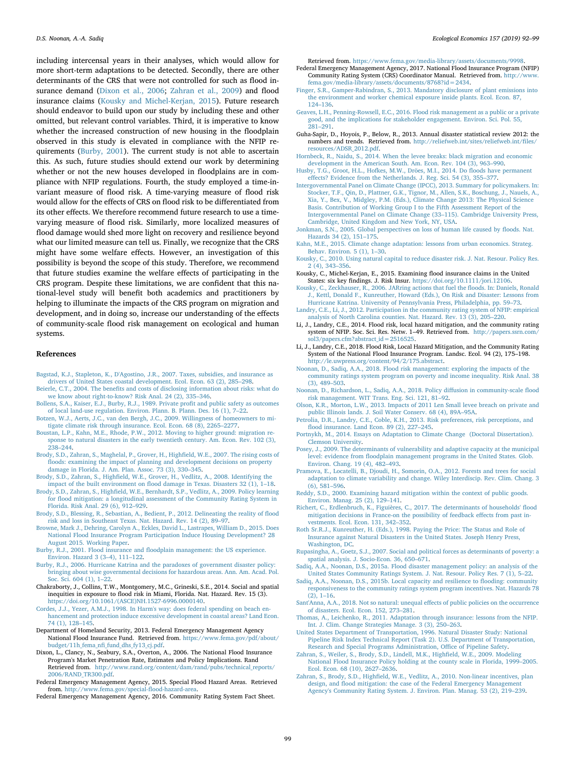including intercensal years in their analyses, which would allow for more short-term adaptations to be detected. Secondly, there are other determinants of the CRS that were not controlled for such as flood insurance demand (Dixon et al., 2006; Zahran et al., 2009) and flood insurance claims (Kousky and Michel-Kerjan, 2015). Future research should endeavor to build upon our study by including these and other omitted, but relevant control variables. Third, it is imperative to know whether the increased construction of new housing in the floodplain observed in this study is elevated in compliance with the NFIP requirements (Burby, 2001). The current study is not able to ascertain this. As such, future studies should extend our work by determining whether or not the new houses developed in floodplains are in compliance with NFIP regulations. Fourth, the study employed a time-invariant measure of flood risk. A time-varying measure of flood risk would allow for the effects of CRS on flood risk to be differentiated from its other effects. We therefore recommend future research to use a time-varying measure of flood risk. Similarly, more localized measures of flood damage would shed more light on recovery and resilience beyond what our limited measure can tell us. Finally, we recognize that the CRS might have some welfare effects. However, an investigation of this possibility is beyond the scope of this study. Therefore, we recommend that future studies examine the welfare effects of participating in the CRS program. Despite these limitations, we are confident that this national-level study will benefit both academics and practitioners by helping to illuminate the impacts of the CRS program on migration and development, and in doing so, increase our understanding of the effects of community-scale flood risk management on ecological and human systems.

## References

Bagstad, K.J., Stapleton, K., D'Agostino, J.R., 2007. Taxes, subsidies, and insurance as drivers of United States coastal development. Ecol. Econ. 63 (2), 285–298.

Beierle, C.T., 2004. The benefits and costs of disclosing information about risks: what do we know about right-to-know? Risk Anal. 24 (2), 335–346.

Bollens, S.A., Kaiser, E.J., Burby, R.J., 1989. Private profit and public safety as outcomes of local land-use regulation. Environ. Plann. B. Plann. Des. 16 (1), 7–22.

Botzen, W.J., Aerts, J.C., van den Bergh, J.C., 2009. Willingness of homeowners to mitigate climate risk through insurance. Ecol. Econ. 68 (8), 2265–2277.

Boustan, L.P., Kahn, M.E., Rhode, P.W., 2012. Moving to higher ground: migration response to natural disasters in the early twentieth century. Am. Econ. Rev. 102 (3), 238–244.

Brody, S.D., Zahran, S., Maghelal, P., Grover, H., Highfield, W.E., 2007. The rising costs of floods: examining the impact of planning and development decisions on property damage in Florida. J. Am. Plan. Assoc. 73 (3), 330–345.

Brody, S.D., Zahran, S., Highfield, W.E., Grover, H., Vedlitz, A., 2008. Identifying the impact of the built environment on flood damage in Texas. Disasters 32 (1), 1–18.

Brody, S.D., Zahran, S., Highfield, W.E., Bernhardt, S.P., Vedlitz, A., 2009. Policy learning for flood mitigation: a longitudinal assessment of the Community Rating System in Florida. Risk Anal. 29 (6), 912–929.

Brody, S.D., Blessing, R., Sebastian, A., Bedient, P., 2012. Delineating the reality of flood risk and loss in Southeast Texas. Nat. Hazard. Rev. 14 (2), 89–97.

Browne, Mark J., Dehring, Carolyn A., Eckles, David L., Lastrapes, William D., 2015. Does National Flood Insurance Program Participation Induce Housing Development? 28 August 2015. Working Paper.

Burby, R.J., 2001. Flood insurance and floodplain management: the US experience. Environ. Hazard 3 (3–4), 111–122.

Burby, R.J., 2006. Hurricane Katrina and the paradoxes of government disaster policy: bringing about wise governmental decisions for hazardous areas. Ann. Am. Acad. Pol. Soc. Sci. 604 (1), 1–22.

Chakraborty, J., Collins, T.W., Montgomery, M.C., Grineski, S.E., 2014. Social and spatial inequities in exposure to flood risk in Miami, Florida. Nat. Hazard. Rev. 15 (3). https://doi.org/10.1061/(ASCE)NH.1527-6996.0000140.

Cordes, J.J., Yezer, A.M.J., 1998. In Harm's way: does federal spending on beach enhancement and protection induce excessive development in coastal areas? Land Econ. 74 (1), 128–145.

Department of Homeland Security, 2013. Federal Emergency Management Agency National Flood Insurance Fund. Retrieved from. https://www.fema.gov/pdf/about/budget/11h_fema_nfi_fund_dhs_fy13_cj.pdf.

Dixon, L., Clancy, N., Seabury, S.A., Overton, A., 2006. The National Flood Insurance Program's Market Penetration Rate, Estimates and Policy Implications. Rand Retrieved from. http://www.rand.org/content/dam/rand/pubs/technical_reports/2006/RAND_TR300.pdf.

Federal Emergency Management Agency, 2015. Special Flood Hazard Areas. Retrieved from. http://www.fema.gov/special-flood-hazard-area.

Federal Emergency Management Agency, 2016. Community Rating System Fact Sheet. Retrieved from. https://www.fema.gov/media-library/assets/documents/9998.

Federal Emergency Management Agency, 2017. National Flood Insurance Program (NFIP) Community Rating System (CRS) Coordinator Manual. Retrieved from. http://www.fema.gov/media-library/assets/documents/8768?id=2434.

Finger, S.R., Gamper-Rabindran, S., 2013. Mandatory disclosure of plant emissions into the environment and worker chemical exposure inside plants. Ecol. Econ. 87, 124–136.

Geaves, L.H., Penning-Rowsell, E.C., 2016. Flood risk management as a public or a private good, and the implications for stakeholder engagement. Environ. Sci. Pol. 55, 281–291.

Guha-Sapir, D., Hoyois, P., Below, R., 2013. Annual disaster statistical review 2012: the numbers and trends. Retrieved from. http://reliefweb.int/sites/reliefweb.int/files/resources/ADSR_2012.pdf.

Hornbeck, R., Naidu, S., 2014. When the levee breaks: black migration and economic development in the American South. Am. Econ. Rev. 104 (3), 963–990.

Husby, T.G., Groot, H.L., Hofkes, M.W., Dröes, M.I., 2014. Do floods have permanent effects? Evidence from the Netherlands. J. Reg. Sci. 54 (3), 355–377.

Intergovernmental Panel on Climate Change (IPCC), 2013. Summary for policymakers. In: Stocker, T.F., Qin, D., Plattner, G.K., Tignor, M., Allen, S.K., Boschung, J., Nauels, A., Xia, Y., Bex, V., Midgley, P.M. (Eds.), Climate Change 2013: The Physical Science Basis. Contribution of Working Group I to the Fifth Assessment Report of the Intergovernmental Panel on Climate Change (33–115). Cambridge University Press, Cambridge, United Kingdom and New York, NY, USA.

Jonkman, S.N., 2005. Global perspectives on loss of human life caused by floods. Nat. Hazards 34 (2), 151–175.

Kahn, M.E., 2015. Climate change adaptation: lessons from urban economics. Strateg. Behav. Environ. 5 (1), 1–30.

Kousky, C., 2010. Using natural capital to reduce disaster risk. J. Nat. Resour. Policy Res. 2 (4), 343–356.

Kousky, C., Michel-Kerjan, E., 2015. Examining flood insurance claims in the United States: six key findings. J. Risk Insur. https://doi.org/10.1111/jori.12106.

Kousky, C., Zeckhauser, R., 2006. JARring actions that fuel the floods. In: Daniels, Ronald J., Kettl, Donald F., Kunreuther, Howard (Eds.), On Risk and Disaster: Lessons from Hurricane Katrina. University of Pennsylvania Press, Philadelphia, pp. 59–73.

Landry, C.E., Li, J., 2012. Participation in the community rating system of NFIP: empirical analysis of North Carolina counties. Nat. Hazard. Rev. 13 (3), 205–220.

Li, J., Landry, C.E., 2014. Flood risk, local hazard mitigation, and the community rating system of NFIP. Soc. Sci. Res. Netw. 1–49. Retrieved from. http://papers.ssrn.com/sol3/papers.cfm?abstract_id=2516525.

Li, J., Landry, C.E., 2018. Flood Risk, Local Hazard Mitigation, and the Community Rating System of the National Flood Insurance Program. Landsc. Ecol. 94 (2), 175–198. http://le.uwpress.org/content/94/2/175.abstract.

Noonan, D., Sadiq, A.A., 2018. Flood risk management: exploring the impacts of the community ratings system program on poverty and income inequality. Risk Anal. 38 (3), 489–503.

Noonan, D., Richardson, L., Sadiq, A.A., 2018. Policy diffusion in community-scale flood risk management. WIT Trans. Eng. Sci. 121, 81–92.

Olson, K.R., Morton, L.W., 2013. Impacts of 2011 Len Small levee breach on private and public Illinois lands. J. Soil Water Conserv. 68 (4), 89A–95A.

Petrolia, D.R., Landry, C.E., Coble, K.H., 2013. Risk preferences, risk perceptions, and flood insurance. Land Econ. 89 (2), 227–245.

Portnykh, M., 2014. Essays on Adaptation to Climate Change (Doctoral Dissertation). Clemson University.

Posey, J., 2009. The determinants of vulnerability and adaptive capacity at the municipal level: evidence from floodplain management programs in the United States. Glob. Environ. Chang. 19 (4), 482–493.

Pramova, E., Locatelli, B., Djoudi, H., Somorin, O.A., 2012. Forests and trees for social adaptation to climate variability and change. Wiley Interdiscip. Rev. Clim. Chang. 3 (6), 581–596.

Reddy, S.D., 2000. Examining hazard mitigation within the context of public goods. Environ. Manag. 25 (2), 129–141.

Richert, C., Erdlenbruch, K., Figuières, C., 2017. The determinants of households' flood mitigation decisions in France-on the possibility of feedback effects from past investments. Ecol. Econ. 131, 342–352.

Roth Sr.R.J., Kunreuther, H. (Eds.), 1998. Paying the Price: The Status and Role of Insurance against Natural Disasters in the United States. Joseph Henry Press, Washington, DC.

Rupasingha, A., Goetz, S.J., 2007. Social and political forces as determinants of poverty: a spatial analysis. J. Socio-Econ. 36, 650–671.

Sadiq, A.A., Noonan, D.S., 2015a. Flood disaster management policy: an analysis of the United States Community Ratings System. J. Nat. Resour. Policy Res. 7 (1), 5–22.

Sadiq, A.A., Noonan, D.S., 2015b. Local capacity and resilience to flooding: community responsiveness to the community ratings system program incentives. Nat. Hazards 78 (2), 1–16.

Sant'Anna, A.A., 2018. Not so natural: unequal effects of public policies on the occurrence of disasters. Ecol. Econ. 152, 273–281.

Thomas, A., Leichenko, R., 2011. Adaptation through insurance: lessons from the NFIP. Int. J. Clim. Change Strategies Manage. 3 (3), 250–263.

United States Department of Transportation, 1996. Natural Disaster Study: National Pipeline Risk Index Technical Report (Task 2). U.S. Department of Transportation, Research and Special Programs Administration, Office of Pipeline Safety.

Zahran, S., Weiler, S., Brody, S.D., Lindell, M.K., Highfield, W.E., 2009. Modeling National Flood Insurance Policy holding at the county scale in Florida, 1999–2005. Ecol. Econ. 68 (10), 2627–2636.

Zahran, S., Brody, S.D., Highfield, W.E., Vedlitz, A., 2010. Non-linear incentives, plan design, and flood mitigation: the case of the Federal Emergency Management Agency's Community Rating System. J. Environ. Plan. Manag. 53 (2), 219–239.